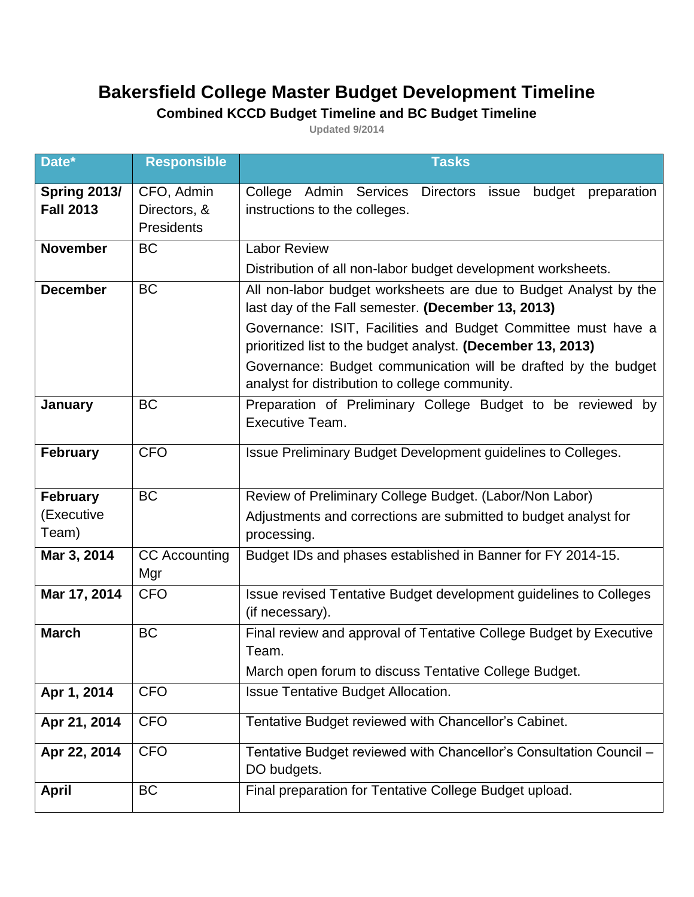# Bakersfield College Master Budget Development Timeline

## Combined KCCD Budget Timeline and BC Budget Timeline

Updated 9/2014

| Date* | Responsible | Tasks |
|---|---|---|
| **Spring 2013/ Fall 2013** | CFO, Admin Directors, & Presidents | College Admin Services Directors issue budget preparation instructions to the colleges. |
| **November** | BC | Labor Review<br>Distribution of all non-labor budget development worksheets. |
| **December** | BC | All non-labor budget worksheets are due to Budget Analyst by the last day of the Fall semester. **(December 13, 2013)**<br>Governance: ISIT, Facilities and Budget Committee must have a prioritized list to the budget analyst. **(December 13, 2013)**<br>Governance: Budget communication will be drafted by the budget analyst for distribution to college community. |
| **January** | BC | Preparation of Preliminary College Budget to be reviewed by Executive Team. |
| **February** | CFO | Issue Preliminary Budget Development guidelines to Colleges. |
| **February** (Executive Team) | BC | Review of Preliminary College Budget. (Labor/Non Labor)<br>Adjustments and corrections are submitted to budget analyst for processing. |
| **Mar 3, 2014** | CC Accounting Mgr | Budget IDs and phases established in Banner for FY 2014-15. |
| **Mar 17, 2014** | CFO | Issue revised Tentative Budget development guidelines to Colleges (if necessary). |
| **March** | BC | Final review and approval of Tentative College Budget by Executive Team.<br>March open forum to discuss Tentative College Budget. |
| **Apr 1, 2014** | CFO | Issue Tentative Budget Allocation. |
| **Apr 21, 2014** | CFO | Tentative Budget reviewed with Chancellor's Cabinet. |
| **Apr 22, 2014** | CFO | Tentative Budget reviewed with Chancellor's Consultation Council – DO budgets. |
| **April** | BC | Final preparation for Tentative College Budget upload. |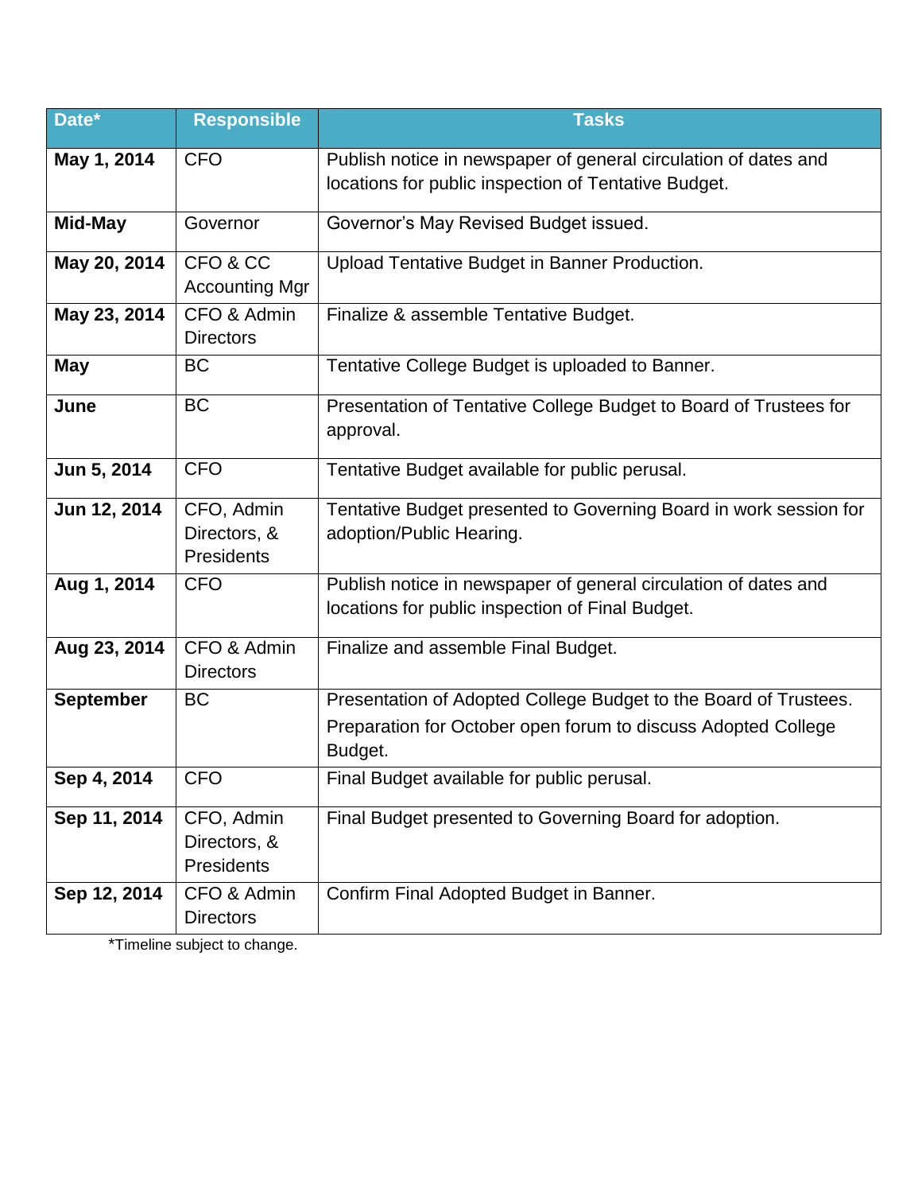| Date* | Responsible | Tasks |
|---|---|---|
| **May 1, 2014** | CFO | Publish notice in newspaper of general circulation of dates and locations for public inspection of Tentative Budget. |
| **Mid-May** | Governor | Governor's May Revised Budget issued. |
| **May 20, 2014** | CFO & CC Accounting Mgr | Upload Tentative Budget in Banner Production. |
| **May 23, 2014** | CFO & Admin Directors | Finalize & assemble Tentative Budget. |
| **May** | BC | Tentative College Budget is uploaded to Banner. |
| **June** | BC | Presentation of Tentative College Budget to Board of Trustees for approval. |
| **Jun 5, 2014** | CFO | Tentative Budget available for public perusal. |
| **Jun 12, 2014** | CFO, Admin Directors, & Presidents | Tentative Budget presented to Governing Board in work session for adoption/Public Hearing. |
| **Aug 1, 2014** | CFO | Publish notice in newspaper of general circulation of dates and locations for public inspection of Final Budget. |
| **Aug 23, 2014** | CFO & Admin Directors | Finalize and assemble Final Budget. |
| **September** | BC | Presentation of Adopted College Budget to the Board of Trustees. Preparation for October open forum to discuss Adopted College Budget. |
| **Sep 4, 2014** | CFO | Final Budget available for public perusal. |
| **Sep 11, 2014** | CFO, Admin Directors, & Presidents | Final Budget presented to Governing Board for adoption. |
| **Sep 12, 2014** | CFO & Admin Directors | Confirm Final Adopted Budget in Banner. |

*Timeline subject to change.